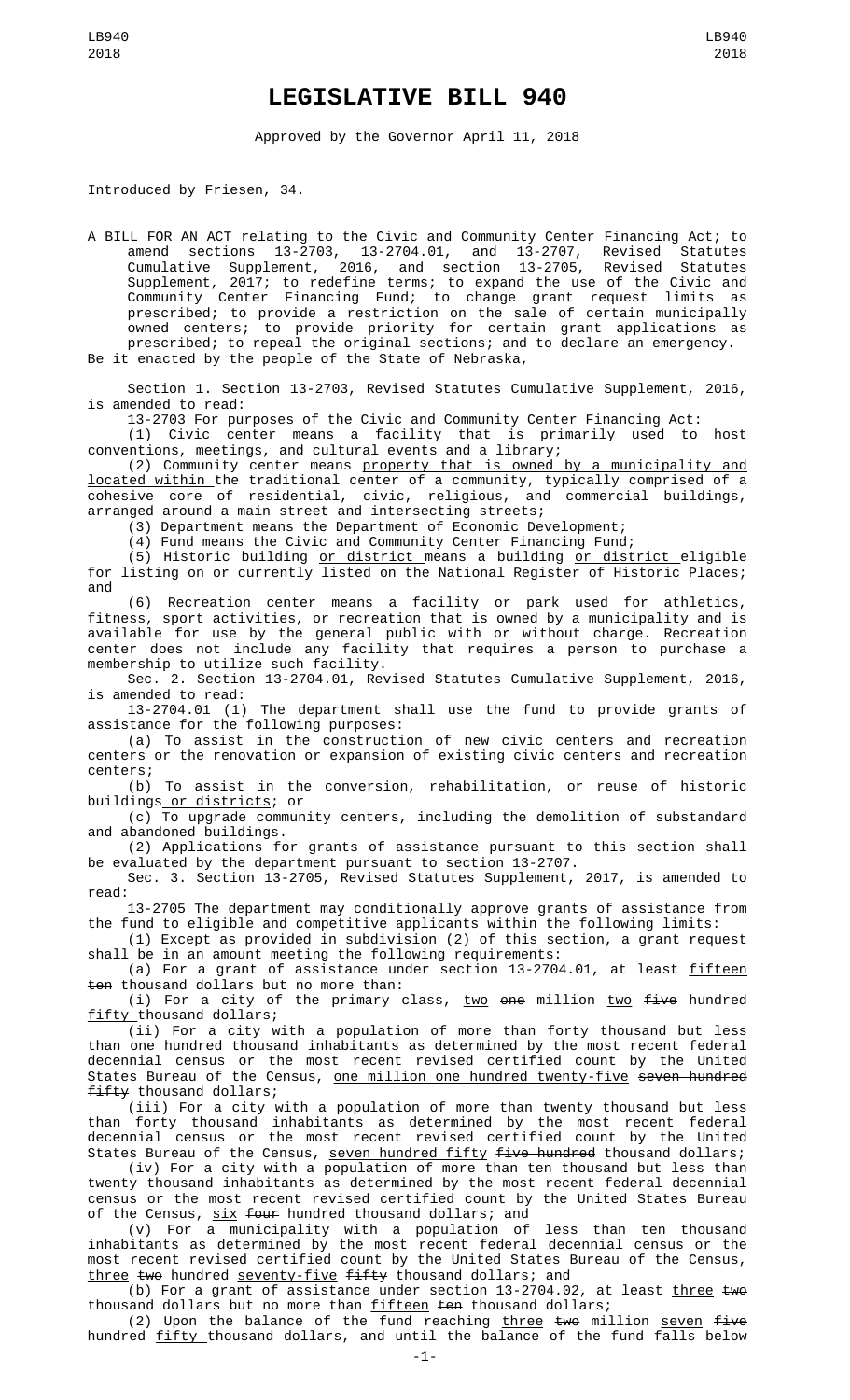# LEGISLATIVE BILL 940

Approved by the Governor April 11, 2018

Introduced by Friesen, 34.

A BILL FOR AN ACT relating to the Civic and Community Center Financing Act; to amend sections 13-2703, 13-2704.01, and 13-2707, Revised Statutes Cumulative Supplement, 2016, and section 13-2705, Revised Statutes Supplement, 2017; to redefine terms; to expand the use of the Civic and Community Center Financing Fund; to change grant request limits as prescribed; to provide a restriction on the sale of certain municipally owned centers; to provide priority for certain grant applications as prescribed; to repeal the original sections; and to declare an emergency.

Be it enacted by the people of the State of Nebraska,

Section 1. Section 13-2703, Revised Statutes Cumulative Supplement, 2016, is amended to read:

13-2703 For purposes of the Civic and Community Center Financing Act:

(1) Civic center means a facility that is primarily used to host conventions, meetings, and cultural events and a library;

(2) Community center means <u>property that is owned by a municipality and located within</u> the traditional center of a community, typically comprised of a cohesive core of residential, civic, religious, and commercial buildings, arranged around a main street and intersecting streets;

(3) Department means the Department of Economic Development;

(4) Fund means the Civic and Community Center Financing Fund;

(5) Historic building <u>or district</u> means a building <u>or district</u> eligible for listing on or currently listed on the National Register of Historic Places; and

(6) Recreation center means a facility <u>or park</u> used for athletics, fitness, sport activities, or recreation that is owned by a municipality and is available for use by the general public with or without charge. Recreation center does not include any facility that requires a person to purchase a membership to utilize such facility.

Sec. 2. Section 13-2704.01, Revised Statutes Cumulative Supplement, 2016, is amended to read:

13-2704.01 (1) The department shall use the fund to provide grants of assistance for the following purposes:

(a) To assist in the construction of new civic centers and recreation centers or the renovation or expansion of existing civic centers and recreation centers;

(b) To assist in the conversion, rehabilitation, or reuse of historic buildings<u> or districts</u>; or

(c) To upgrade community centers, including the demolition of substandard and abandoned buildings.

(2) Applications for grants of assistance pursuant to this section shall be evaluated by the department pursuant to section 13-2707.

Sec. 3. Section 13-2705, Revised Statutes Supplement, 2017, is amended to read:

13-2705 The department may conditionally approve grants of assistance from the fund to eligible and competitive applicants within the following limits:

(1) Except as provided in subdivision (2) of this section, a grant request shall be in an amount meeting the following requirements:

(a) For a grant of assistance under section 13-2704.01, at least <u>fifteen</u> ~~ten~~ thousand dollars but no more than:

(i) For a city of the primary class, <u>two</u> ~~one~~ million <u>two</u> ~~five~~ hundred <u>fifty</u> thousand dollars;

(ii) For a city with a population of more than forty thousand but less than one hundred thousand inhabitants as determined by the most recent federal decennial census or the most recent revised certified count by the United States Bureau of the Census, <u>one million one hundred twenty-five</u> ~~seven hundred fifty~~ thousand dollars;

(iii) For a city with a population of more than twenty thousand but less than forty thousand inhabitants as determined by the most recent federal decennial census or the most recent revised certified count by the United States Bureau of the Census, <u>seven hundred fifty</u> ~~five hundred~~ thousand dollars;

(iv) For a city with a population of more than ten thousand but less than twenty thousand inhabitants as determined by the most recent federal decennial census or the most recent revised certified count by the United States Bureau of the Census, <u>six</u> ~~four~~ hundred thousand dollars; and

(v) For a municipality with a population of less than ten thousand inhabitants as determined by the most recent federal decennial census or the most recent revised certified count by the United States Bureau of the Census, <u>three</u> ~~two~~ hundred <u>seventy-five</u> ~~fifty~~ thousand dollars; and

(b) For a grant of assistance under section 13-2704.02, at least <u>three</u> ~~two~~ thousand dollars but no more than <u>fifteen</u> ~~ten~~ thousand dollars;

(2) Upon the balance of the fund reaching <u>three</u> ~~two~~ million <u>seven</u> ~~five~~ hundred <u>fifty</u> thousand dollars, and until the balance of the fund falls below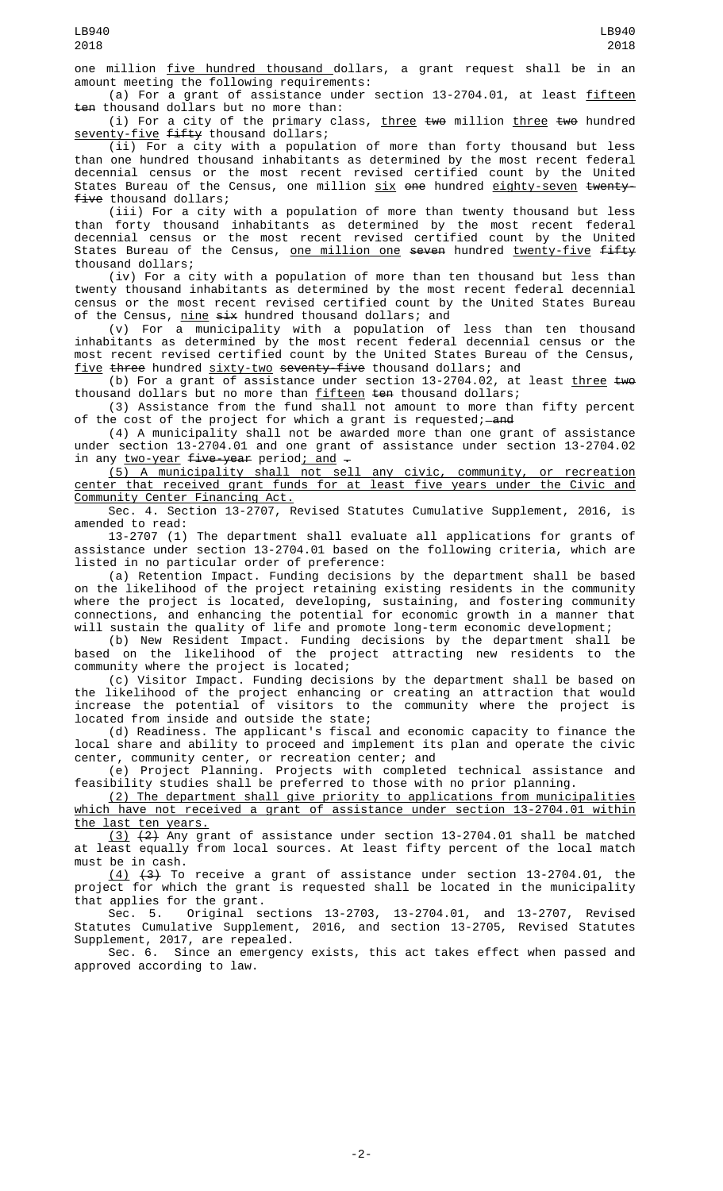one million five hundred thousand dollars, a grant request shall be in an amount meeting the following requirements:

(a) For a grant of assistance under section 13-2704.01, at least fifteen ten thousand dollars but no more than:

(i) For a city of the primary class, three two million three two hundred seventy-five fifty thousand dollars;

(ii) For a city with a population of more than forty thousand but less than one hundred thousand inhabitants as determined by the most recent federal decennial census or the most recent revised certified count by the United States Bureau of the Census, one million six one hundred eighty-seven twenty-five thousand dollars;

(iii) For a city with a population of more than twenty thousand but less than forty thousand inhabitants as determined by the most recent federal decennial census or the most recent revised certified count by the United States Bureau of the Census, one million one seven hundred twenty-five fifty thousand dollars;

(iv) For a city with a population of more than ten thousand but less than twenty thousand inhabitants as determined by the most recent federal decennial census or the most recent revised certified count by the United States Bureau of the Census, nine six hundred thousand dollars; and

(v) For a municipality with a population of less than ten thousand inhabitants as determined by the most recent federal decennial census or the most recent revised certified count by the United States Bureau of the Census, five three hundred sixty-two seventy-five thousand dollars; and

(b) For a grant of assistance under section 13-2704.02, at least three two thousand dollars but no more than fifteen ten thousand dollars;

(3) Assistance from the fund shall not amount to more than fifty percent of the cost of the project for which a grant is requested; and

(4) A municipality shall not be awarded more than one grant of assistance under section 13-2704.01 and one grant of assistance under section 13-2704.02 in any two-year five-year period; and .

(5) A municipality shall not sell any civic, community, or recreation center that received grant funds for at least five years under the Civic and Community Center Financing Act.

Sec. 4. Section 13-2707, Revised Statutes Cumulative Supplement, 2016, is amended to read:

13-2707 (1) The department shall evaluate all applications for grants of assistance under section 13-2704.01 based on the following criteria, which are listed in no particular order of preference:

(a) Retention Impact. Funding decisions by the department shall be based on the likelihood of the project retaining existing residents in the community where the project is located, developing, sustaining, and fostering community connections, and enhancing the potential for economic growth in a manner that will sustain the quality of life and promote long-term economic development;

(b) New Resident Impact. Funding decisions by the department shall be based on the likelihood of the project attracting new residents to the community where the project is located;

(c) Visitor Impact. Funding decisions by the department shall be based on the likelihood of the project enhancing or creating an attraction that would increase the potential of visitors to the community where the project is located from inside and outside the state;

(d) Readiness. The applicant's fiscal and economic capacity to finance the local share and ability to proceed and implement its plan and operate the civic center, community center, or recreation center; and

(e) Project Planning. Projects with completed technical assistance and feasibility studies shall be preferred to those with no prior planning.

(2) The department shall give priority to applications from municipalities which have not received a grant of assistance under section 13-2704.01 within the last ten years.

(3) (2) Any grant of assistance under section 13-2704.01 shall be matched at least equally from local sources. At least fifty percent of the local match must be in cash.

(4) (3) To receive a grant of assistance under section 13-2704.01, the project for which the grant is requested shall be located in the municipality that applies for the grant.

Sec. 5. Original sections 13-2703, 13-2704.01, and 13-2707, Revised Statutes Cumulative Supplement, 2016, and section 13-2705, Revised Statutes Supplement, 2017, are repealed.

Sec. 6. Since an emergency exists, this act takes effect when passed and approved according to law.